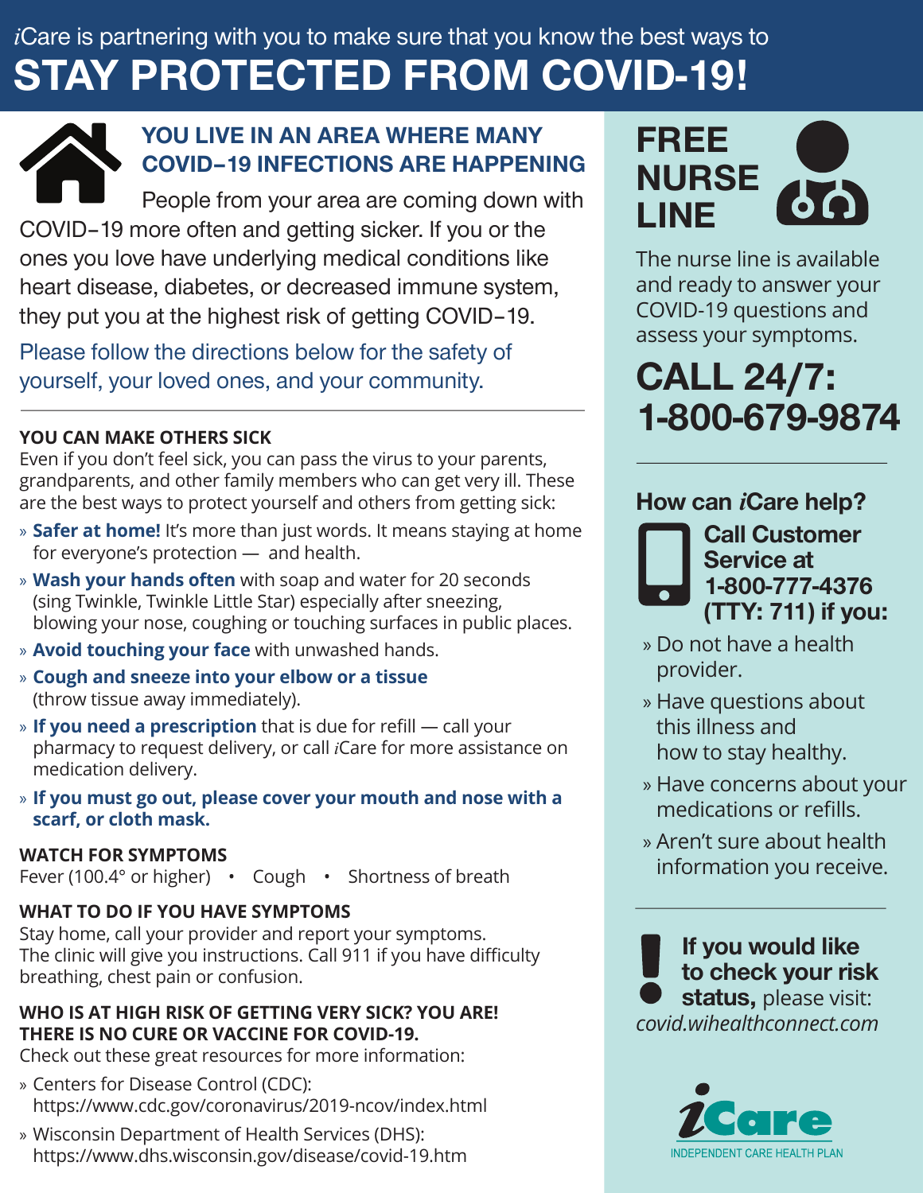*i*Care is partnering with you to make sure that you know the best ways to

# STAY PROTECTED FROM COVID-19!

## YOU LIVE IN AN AREA WHERE MANY COVID–19 INFECTIONS ARE HAPPENING

People from your area are coming down with COVID–19 more often and getting sicker. If you or the ones you love have underlying medical conditions like heart disease, diabetes, or decreased immune system, they put you at the highest risk of getting COVID–19.

Please follow the directions below for the safety of yourself, your loved ones, and your community.

---

### YOU CAN MAKE OTHERS SICK

Even if you don't feel sick, you can pass the virus to your parents, grandparents, and other family members who can get very ill. These are the best ways to protect yourself and others from getting sick:

- **Safer at home!** It's more than just words. It means staying at home for everyone's protection — and health.
- **Wash your hands often** with soap and water for 20 seconds (sing Twinkle, Twinkle Little Star) especially after sneezing, blowing your nose, coughing or touching surfaces in public places.
- **Avoid touching your face** with unwashed hands.
- **Cough and sneeze into your elbow or a tissue** (throw tissue away immediately).
- **If you need a prescription** that is due for refill — call your pharmacy to request delivery, or call *i*Care for more assistance on medication delivery.
- **If you must go out, please cover your mouth and nose with a scarf, or cloth mask.**

### WATCH FOR SYMPTOMS

Fever (100.4° or higher) • Cough • Shortness of breath

### WHAT TO DO IF YOU HAVE SYMPTOMS

Stay home, call your provider and report your symptoms. The clinic will give you instructions. Call 911 if you have difficulty breathing, chest pain or confusion.

### WHO IS AT HIGH RISK OF GETTING VERY SICK? YOU ARE! THERE IS NO CURE OR VACCINE FOR COVID-19.

Check out these great resources for more information:

- Centers for Disease Control (CDC): https://www.cdc.gov/coronavirus/2019-ncov/index.html
- Wisconsin Department of Health Services (DHS): https://www.dhs.wisconsin.gov/disease/covid-19.htm

## FREE NURSE LINE

The nurse line is available and ready to answer your COVID-19 questions and assess your symptoms.

**CALL 24/7: 1-800-679-9874**

---

### How can *i*Care help?

**Call Customer Service at 1-800-777-4376 (TTY: 711) if you:**

- Do not have a health provider.
- Have questions about this illness and how to stay healthy.
- Have concerns about your medications or refills.
- Aren't sure about health information you receive.

---

**If you would like to check your risk status,** please visit: *covid.wihealthconnect.com*

iCare
INDEPENDENT CARE HEALTH PLAN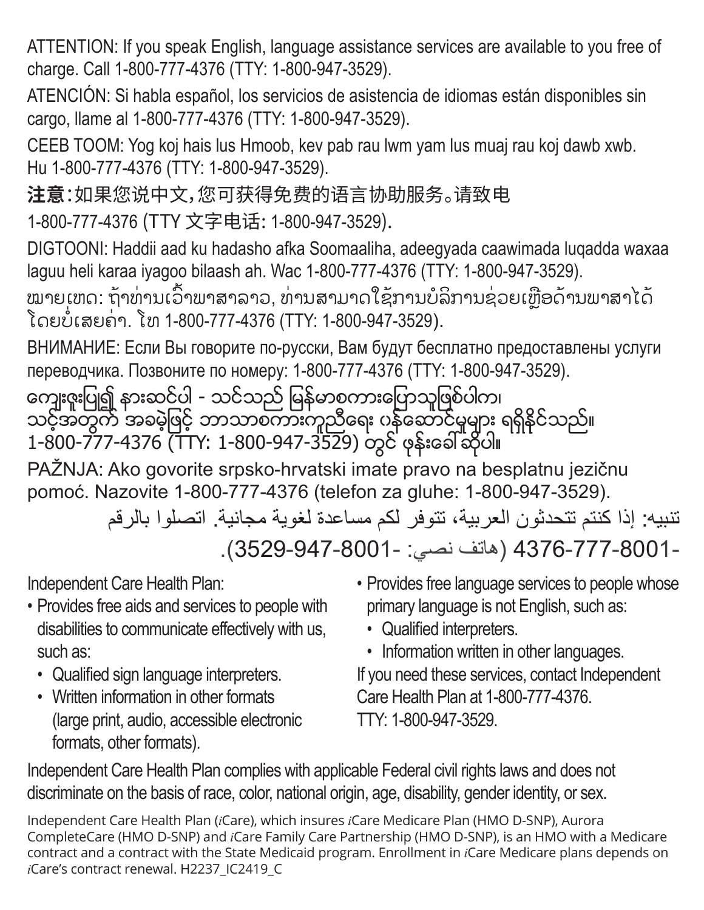ATTENTION: If you speak English, language assistance services are available to you free of charge. Call 1-800-777-4376 (TTY: 1-800-947-3529).

ATENCIÓN: Si habla español, los servicios de asistencia de idiomas están disponibles sin cargo, llame al 1-800-777-4376 (TTY: 1-800-947-3529).

CEEB TOOM: Yog koj hais lus Hmoob, kev pab rau lwm yam lus muaj rau koj dawb xwb. Hu 1-800-777-4376 (TTY: 1-800-947-3529).

**注意：**如果您说中文，您可获得免费的语言协助服务。请致电 1-800-777-4376 (TTY 文字电话：1-800-947-3529)。

DIGTOONI: Haddii aad ku hadasho afka Soomaaliha, adeegyada caawimada luqadda waxaa laguu heli karaa iyagoo bilaash ah. Wac 1-800-777-4376 (TTY: 1-800-947-3529).

ໝາຍເຫດ: ຖ້າທ່ານເວົ້າພາສາລາວ, ທ່ານສາມາດໃຊ້ການບໍລິການຊ່ວຍເຫຼືອດ້ານພາສາໄດ້ໂດຍບໍ່ເສຍຄ່າ. ໂທ 1-800-777-4376 (TTY: 1-800-947-3529).

ВНИМАНИЕ: Если Вы говорите по-русски, Вам будут бесплатно предоставлены услуги переводчика. Позвоните по номеру: 1-800-777-4376 (TTY: 1-800-947-3529).

ကျေးဇူးပြု၍ နားဆင်ပါ - သင်သည် မြန်မာစကားပြောသူဖြစ်ပါက၊ သင့်အတွက် အခမဲ့ဖြင့် ဘာသာစကားကူညီရေး ဝန်ဆောင်မှုများ ရရှိနိုင်သည်။ 1-800-777-4376 (TTY: 1-800-947-3529) တွင် ဖုန်းခေါ်ဆိုပါ။

PAŽNJA: Ako govorite srpsko-hrvatski imate pravo na besplatnu jezičnu pomoć. Nazovite 1-800-777-4376 (telefon za gluhe: 1-800-947-3529).

تنبيه: إذا كنتم تتحدثون العربية، تتوفر لكم مساعدة لغوية مجانية. اتصلوا بالرقم 1-800-777-4376 (هاتف نصي: 1-800-947-3529).

Independent Care Health Plan:

- Provides free aids and services to people with disabilities to communicate effectively with us, such as:
  - Qualified sign language interpreters.
  - Written information in other formats (large print, audio, accessible electronic formats, other formats).
- Provides free language services to people whose primary language is not English, such as:
  - Qualified interpreters.
  - Information written in other languages.

If you need these services, contact Independent Care Health Plan at 1-800-777-4376.
TTY: 1-800-947-3529.

Independent Care Health Plan complies with applicable Federal civil rights laws and does not discriminate on the basis of race, color, national origin, age, disability, gender identity, or sex.

Independent Care Health Plan (*i*Care), which insures *i*Care Medicare Plan (HMO D-SNP), Aurora CompleteCare (HMO D-SNP) and *i*Care Family Care Partnership (HMO D-SNP), is an HMO with a Medicare contract and a contract with the State Medicaid program. Enrollment in *i*Care Medicare plans depends on *i*Care's contract renewal. H2237_IC2419_C